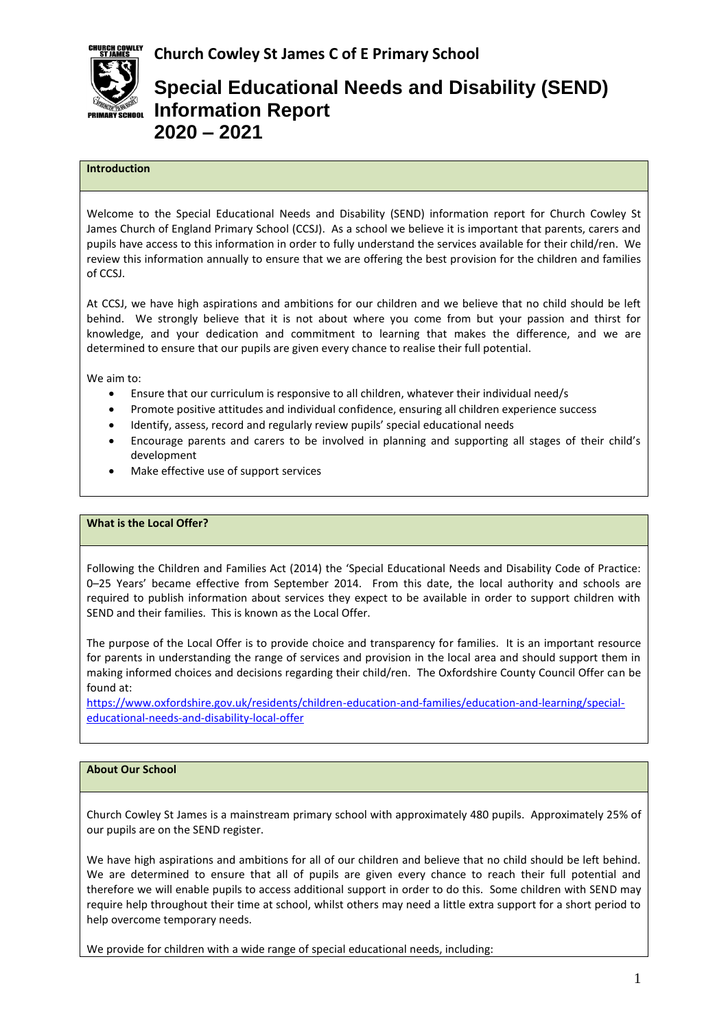# Church Cowley St James C of E Primary School

# Special Educational Needs and Disability (SEND) Information Report 2020 – 2021

## Introduction

Welcome to the Special Educational Needs and Disability (SEND) information report for Church Cowley St James Church of England Primary School (CCSJ). As a school we believe it is important that parents, carers and pupils have access to this information in order to fully understand the services available for their child/ren. We review this information annually to ensure that we are offering the best provision for the children and families of CCSJ.

At CCSJ, we have high aspirations and ambitions for our children and we believe that no child should be left behind. We strongly believe that it is not about where you come from but your passion and thirst for knowledge, and your dedication and commitment to learning that makes the difference, and we are determined to ensure that our pupils are given every chance to realise their full potential.

We aim to:

- Ensure that our curriculum is responsive to all children, whatever their individual need/s
- Promote positive attitudes and individual confidence, ensuring all children experience success
- Identify, assess, record and regularly review pupils' special educational needs
- Encourage parents and carers to be involved in planning and supporting all stages of their child's development
- Make effective use of support services

## What is the Local Offer?

Following the Children and Families Act (2014) the 'Special Educational Needs and Disability Code of Practice: 0–25 Years' became effective from September 2014. From this date, the local authority and schools are required to publish information about services they expect to be available in order to support children with SEND and their families. This is known as the Local Offer.

The purpose of the Local Offer is to provide choice and transparency for families. It is an important resource for parents in understanding the range of services and provision in the local area and should support them in making informed choices and decisions regarding their child/ren. The Oxfordshire County Council Offer can be found at:

https://www.oxfordshire.gov.uk/residents/children-education-and-families/education-and-learning/special-educational-needs-and-disability-local-offer

## About Our School

Church Cowley St James is a mainstream primary school with approximately 480 pupils. Approximately 25% of our pupils are on the SEND register.

We have high aspirations and ambitions for all of our children and believe that no child should be left behind. We are determined to ensure that all of pupils are given every chance to reach their full potential and therefore we will enable pupils to access additional support in order to do this. Some children with SEND may require help throughout their time at school, whilst others may need a little extra support for a short period to help overcome temporary needs.

We provide for children with a wide range of special educational needs, including: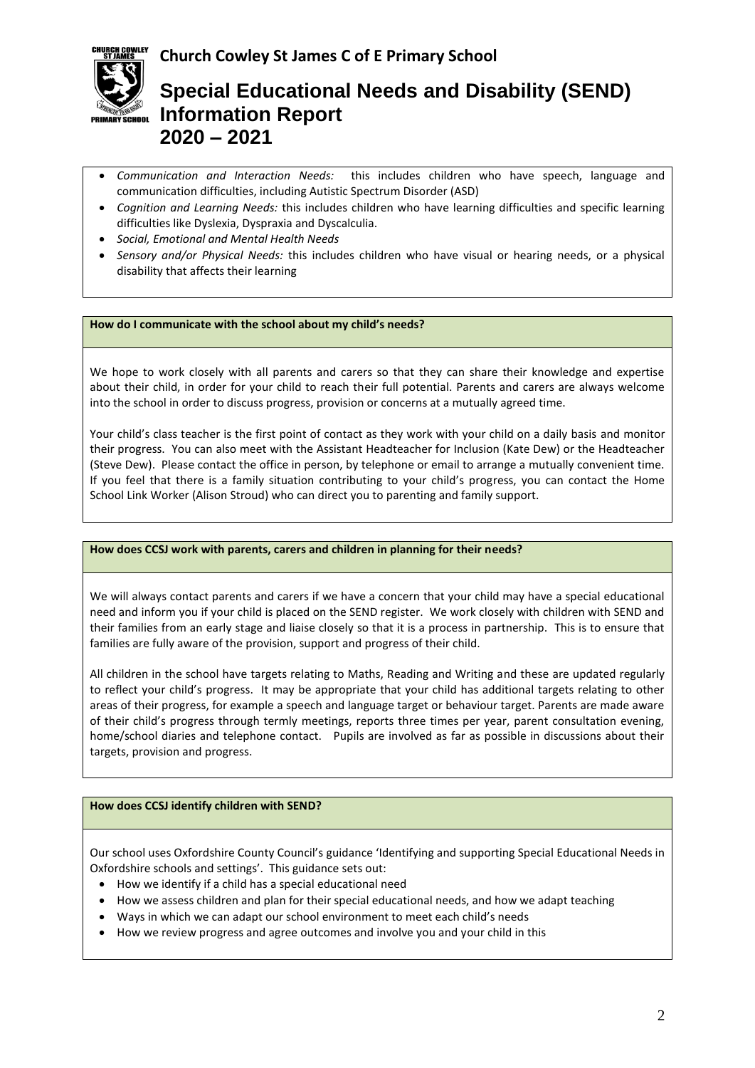- *Communication and Interaction Needs:* this includes children who have speech, language and communication difficulties, including Autistic Spectrum Disorder (ASD)
- *Cognition and Learning Needs:* this includes children who have learning difficulties and specific learning difficulties like Dyslexia, Dyspraxia and Dyscalculia.
- *Social, Emotional and Mental Health Needs*
- *Sensory and/or Physical Needs:* this includes children who have visual or hearing needs, or a physical disability that affects their learning

**How do I communicate with the school about my child's needs?**

We hope to work closely with all parents and carers so that they can share their knowledge and expertise about their child, in order for your child to reach their full potential. Parents and carers are always welcome into the school in order to discuss progress, provision or concerns at a mutually agreed time.

Your child's class teacher is the first point of contact as they work with your child on a daily basis and monitor their progress. You can also meet with the Assistant Headteacher for Inclusion (Kate Dew) or the Headteacher (Steve Dew). Please contact the office in person, by telephone or email to arrange a mutually convenient time. If you feel that there is a family situation contributing to your child's progress, you can contact the Home School Link Worker (Alison Stroud) who can direct you to parenting and family support.

**How does CCSJ work with parents, carers and children in planning for their needs?**

We will always contact parents and carers if we have a concern that your child may have a special educational need and inform you if your child is placed on the SEND register. We work closely with children with SEND and their families from an early stage and liaise closely so that it is a process in partnership. This is to ensure that families are fully aware of the provision, support and progress of their child.

All children in the school have targets relating to Maths, Reading and Writing and these are updated regularly to reflect your child's progress. It may be appropriate that your child has additional targets relating to other areas of their progress, for example a speech and language target or behaviour target. Parents are made aware of their child's progress through termly meetings, reports three times per year, parent consultation evening, home/school diaries and telephone contact. Pupils are involved as far as possible in discussions about their targets, provision and progress.

**How does CCSJ identify children with SEND?**

Our school uses Oxfordshire County Council's guidance 'Identifying and supporting Special Educational Needs in Oxfordshire schools and settings'. This guidance sets out:

- How we identify if a child has a special educational need
- How we assess children and plan for their special educational needs, and how we adapt teaching
- Ways in which we can adapt our school environment to meet each child's needs
- How we review progress and agree outcomes and involve you and your child in this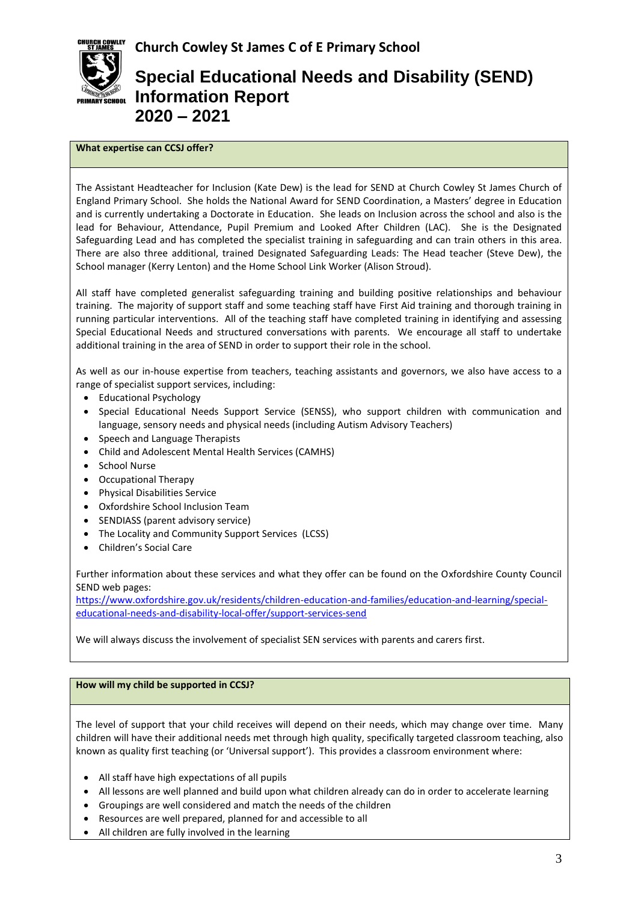Church Cowley St James C of E Primary School

# Special Educational Needs and Disability (SEND) Information Report 2020 – 2021

### What expertise can CCSJ offer?

The Assistant Headteacher for Inclusion (Kate Dew) is the lead for SEND at Church Cowley St James Church of England Primary School. She holds the National Award for SEND Coordination, a Masters' degree in Education and is currently undertaking a Doctorate in Education. She leads on Inclusion across the school and also is the lead for Behaviour, Attendance, Pupil Premium and Looked After Children (LAC). She is the Designated Safeguarding Lead and has completed the specialist training in safeguarding and can train others in this area. There are also three additional, trained Designated Safeguarding Leads: The Head teacher (Steve Dew), the School manager (Kerry Lenton) and the Home School Link Worker (Alison Stroud).

All staff have completed generalist safeguarding training and building positive relationships and behaviour training. The majority of support staff and some teaching staff have First Aid training and thorough training in running particular interventions. All of the teaching staff have completed training in identifying and assessing Special Educational Needs and structured conversations with parents. We encourage all staff to undertake additional training in the area of SEND in order to support their role in the school.

As well as our in-house expertise from teachers, teaching assistants and governors, we also have access to a range of specialist support services, including:

- Educational Psychology
- Special Educational Needs Support Service (SENSS), who support children with communication and language, sensory needs and physical needs (including Autism Advisory Teachers)
- Speech and Language Therapists
- Child and Adolescent Mental Health Services (CAMHS)
- School Nurse
- Occupational Therapy
- Physical Disabilities Service
- Oxfordshire School Inclusion Team
- SENDIASS (parent advisory service)
- The Locality and Community Support Services (LCSS)
- Children's Social Care

Further information about these services and what they offer can be found on the Oxfordshire County Council SEND web pages:
[https://www.oxfordshire.gov.uk/residents/children-education-and-families/education-and-learning/special-educational-needs-and-disability-local-offer/support-services-send](https://www.oxfordshire.gov.uk/residents/children-education-and-families/education-and-learning/special-educational-needs-and-disability-local-offer/support-services-send)

We will always discuss the involvement of specialist SEN services with parents and carers first.

### How will my child be supported in CCSJ?

The level of support that your child receives will depend on their needs, which may change over time. Many children will have their additional needs met through high quality, specifically targeted classroom teaching, also known as quality first teaching (or 'Universal support'). This provides a classroom environment where:

- All staff have high expectations of all pupils
- All lessons are well planned and build upon what children already can do in order to accelerate learning
- Groupings are well considered and match the needs of the children
- Resources are well prepared, planned for and accessible to all
- All children are fully involved in the learning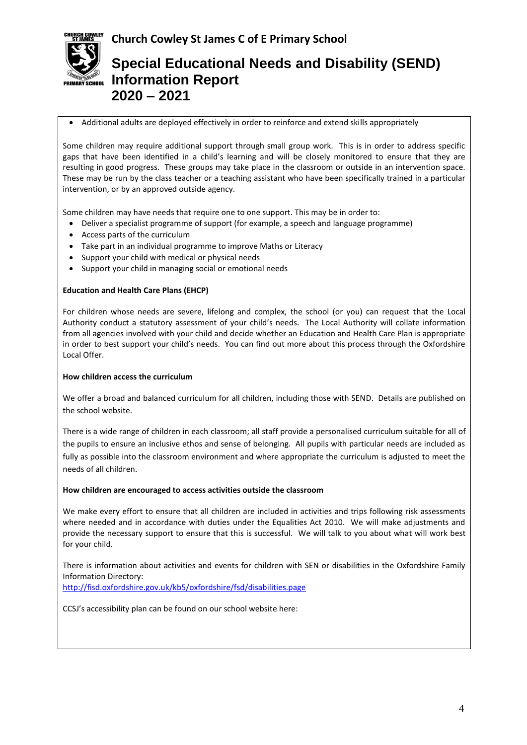- Additional adults are deployed effectively in order to reinforce and extend skills appropriately

Some children may require additional support through small group work. This is in order to address specific gaps that have been identified in a child's learning and will be closely monitored to ensure that they are resulting in good progress. These groups may take place in the classroom or outside in an intervention space. These may be run by the class teacher or a teaching assistant who have been specifically trained in a particular intervention, or by an approved outside agency.

Some children may have needs that require one to one support. This may be in order to:

- Deliver a specialist programme of support (for example, a speech and language programme)
- Access parts of the curriculum
- Take part in an individual programme to improve Maths or Literacy
- Support your child with medical or physical needs
- Support your child in managing social or emotional needs

**Education and Health Care Plans (EHCP)**

For children whose needs are severe, lifelong and complex, the school (or you) can request that the Local Authority conduct a statutory assessment of your child's needs. The Local Authority will collate information from all agencies involved with your child and decide whether an Education and Health Care Plan is appropriate in order to best support your child's needs. You can find out more about this process through the Oxfordshire Local Offer.

**How children access the curriculum**

We offer a broad and balanced curriculum for all children, including those with SEND. Details are published on the school website.

There is a wide range of children in each classroom; all staff provide a personalised curriculum suitable for all of the pupils to ensure an inclusive ethos and sense of belonging. All pupils with particular needs are included as fully as possible into the classroom environment and where appropriate the curriculum is adjusted to meet the needs of all children.

**How children are encouraged to access activities outside the classroom**

We make every effort to ensure that all children are included in activities and trips following risk assessments where needed and in accordance with duties under the Equalities Act 2010. We will make adjustments and provide the necessary support to ensure that this is successful. We will talk to you about what will work best for your child.

There is information about activities and events for children with SEN or disabilities in the Oxfordshire Family Information Directory:
http://fisd.oxfordshire.gov.uk/kb5/oxfordshire/fsd/disabilities.page

CCSJ's accessibility plan can be found on our school website here: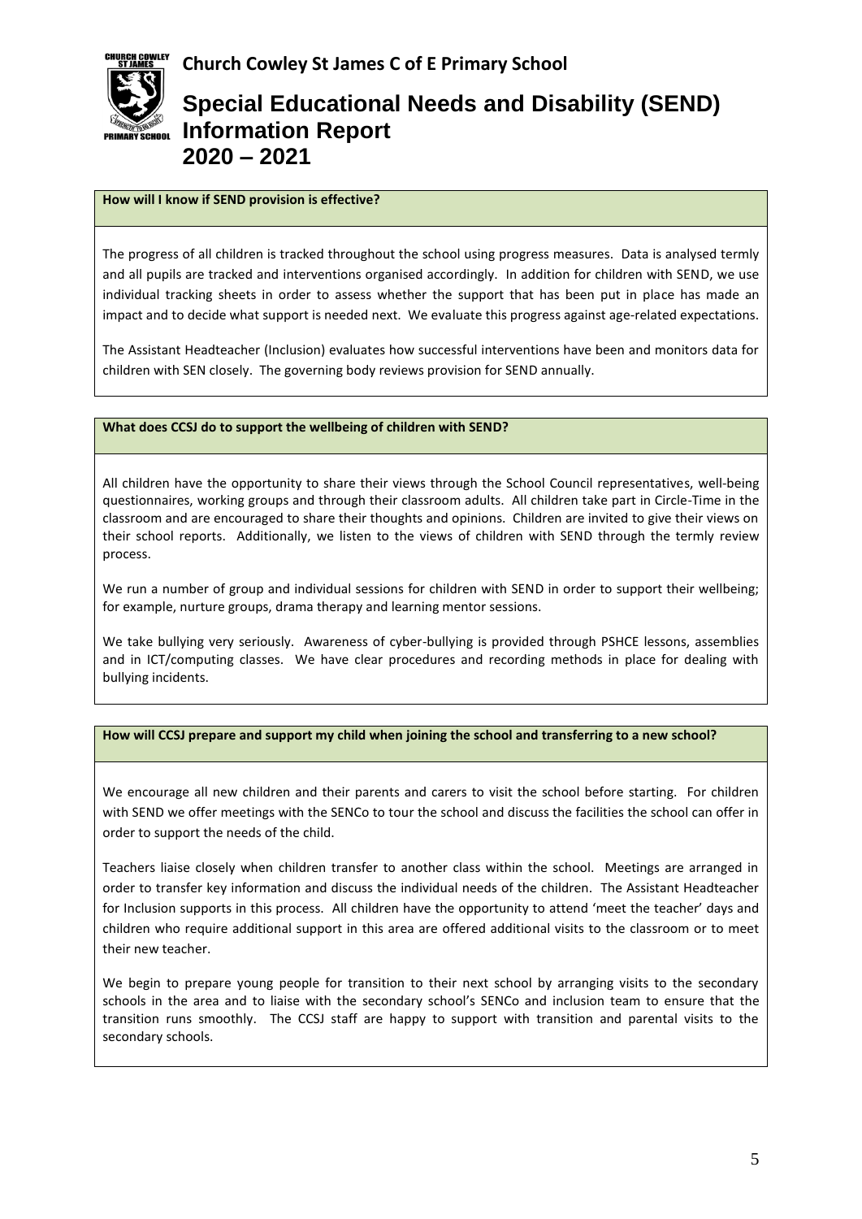### How will I know if SEND provision is effective?

The progress of all children is tracked throughout the school using progress measures. Data is analysed termly and all pupils are tracked and interventions organised accordingly. In addition for children with SEND, we use individual tracking sheets in order to assess whether the support that has been put in place has made an impact and to decide what support is needed next. We evaluate this progress against age-related expectations.

The Assistant Headteacher (Inclusion) evaluates how successful interventions have been and monitors data for children with SEN closely. The governing body reviews provision for SEND annually.

### What does CCSJ do to support the wellbeing of children with SEND?

All children have the opportunity to share their views through the School Council representatives, well-being questionnaires, working groups and through their classroom adults. All children take part in Circle-Time in the classroom and are encouraged to share their thoughts and opinions. Children are invited to give their views on their school reports. Additionally, we listen to the views of children with SEND through the termly review process.

We run a number of group and individual sessions for children with SEND in order to support their wellbeing; for example, nurture groups, drama therapy and learning mentor sessions.

We take bullying very seriously. Awareness of cyber-bullying is provided through PSHCE lessons, assemblies and in ICT/computing classes. We have clear procedures and recording methods in place for dealing with bullying incidents.

### How will CCSJ prepare and support my child when joining the school and transferring to a new school?

We encourage all new children and their parents and carers to visit the school before starting. For children with SEND we offer meetings with the SENCo to tour the school and discuss the facilities the school can offer in order to support the needs of the child.

Teachers liaise closely when children transfer to another class within the school. Meetings are arranged in order to transfer key information and discuss the individual needs of the children. The Assistant Headteacher for Inclusion supports in this process. All children have the opportunity to attend 'meet the teacher' days and children who require additional support in this area are offered additional visits to the classroom or to meet their new teacher.

We begin to prepare young people for transition to their next school by arranging visits to the secondary schools in the area and to liaise with the secondary school's SENCo and inclusion team to ensure that the transition runs smoothly. The CCSJ staff are happy to support with transition and parental visits to the secondary schools.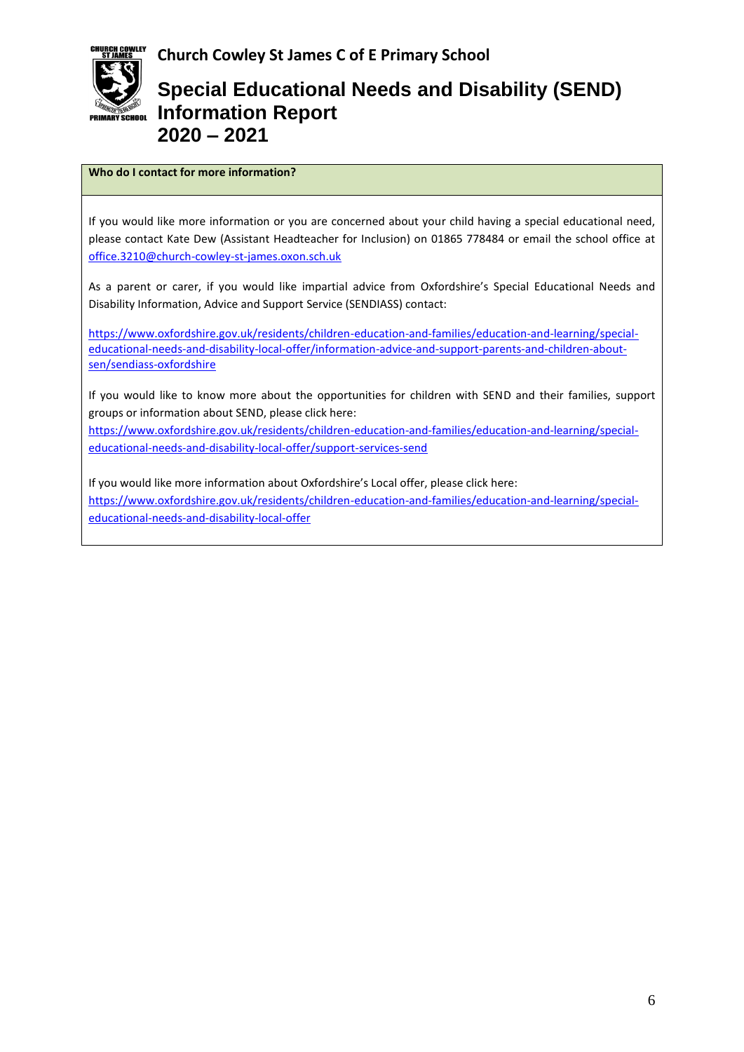# Church Cowley St James C of E Primary School

# Special Educational Needs and Disability (SEND) Information Report 2020 – 2021

**Who do I contact for more information?**

If you would like more information or you are concerned about your child having a special educational need, please contact Kate Dew (Assistant Headteacher for Inclusion) on 01865 778484 or email the school office at office.3210@church-cowley-st-james.oxon.sch.uk

As a parent or carer, if you would like impartial advice from Oxfordshire's Special Educational Needs and Disability Information, Advice and Support Service (SENDIASS) contact:

https://www.oxfordshire.gov.uk/residents/children-education-and-families/education-and-learning/special-educational-needs-and-disability-local-offer/information-advice-and-support-parents-and-children-about-sen/sendiass-oxfordshire

If you would like to know more about the opportunities for children with SEND and their families, support groups or information about SEND, please click here:
https://www.oxfordshire.gov.uk/residents/children-education-and-families/education-and-learning/special-educational-needs-and-disability-local-offer/support-services-send

If you would like more information about Oxfordshire's Local offer, please click here:
https://www.oxfordshire.gov.uk/residents/children-education-and-families/education-and-learning/special-educational-needs-and-disability-local-offer